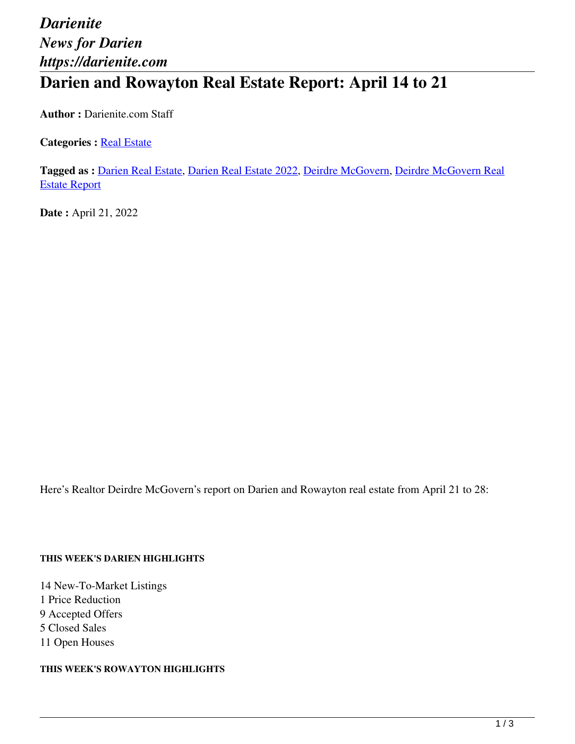*Darienite*
*News for Darien*
*https://darienite.com*

# Darien and Rowayton Real Estate Report: April 14 to 21

**Author :** Darienite.com Staff

**Categories :** Real Estate

**Tagged as :** Darien Real Estate, Darien Real Estate 2022, Deirdre McGovern, Deirdre McGovern Real Estate Report

**Date :** April 21, 2022

Here's Realtor Deirdre McGovern's report on Darien and Rowayton real estate from April 21 to 28:

##### THIS WEEK'S DARIEN HIGHLIGHTS

14 New-To-Market Listings
1 Price Reduction
9 Accepted Offers
5 Closed Sales
11 Open Houses

##### THIS WEEK'S ROWAYTON HIGHLIGHTS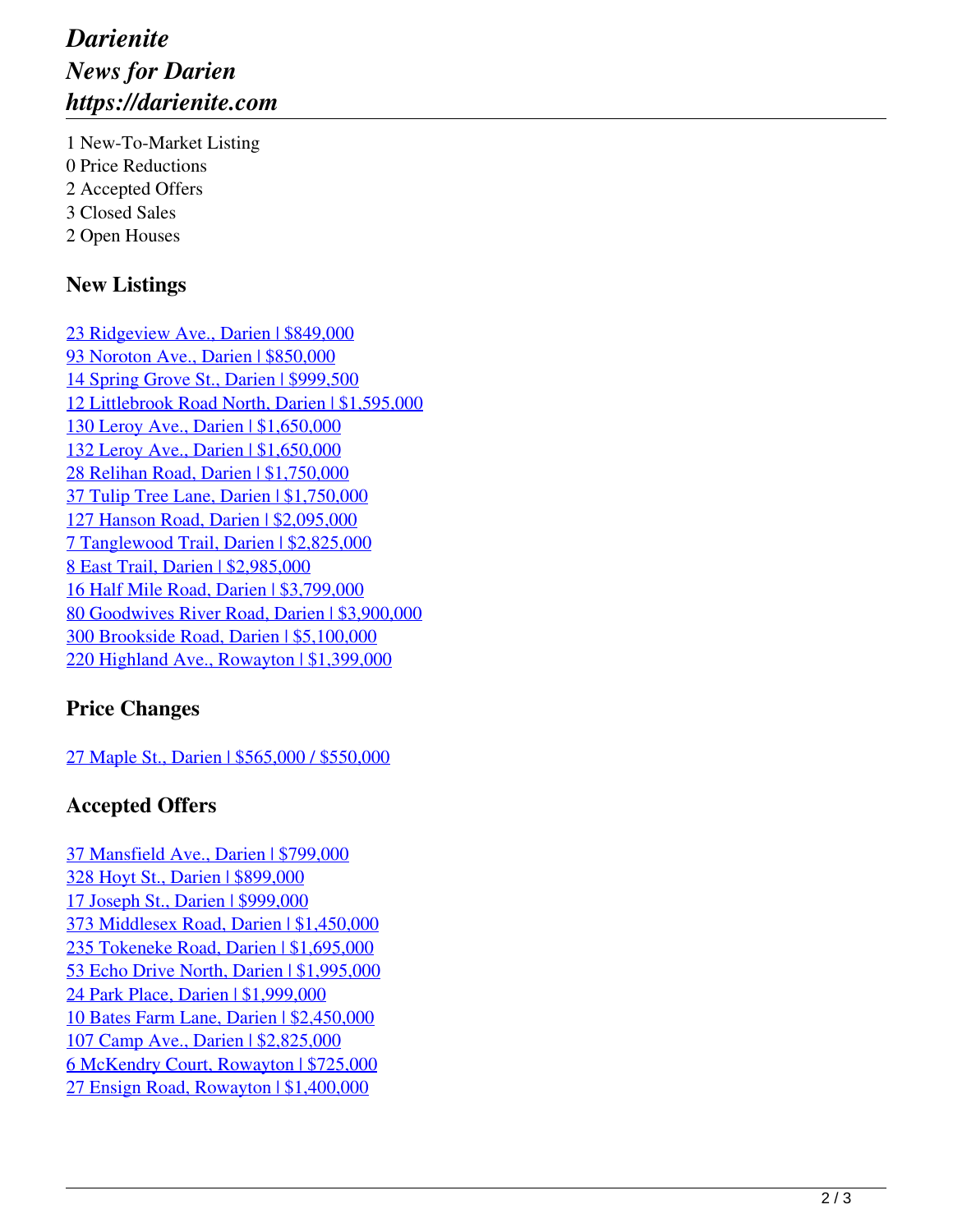1 New-To-Market Listing
0 Price Reductions
2 Accepted Offers
3 Closed Sales
2 Open Houses

### New Listings

23 Ridgeview Ave., Darien | $849,000
93 Noroton Ave., Darien | $850,000
14 Spring Grove St., Darien | $999,500
12 Littlebrook Road North, Darien | $1,595,000
130 Leroy Ave., Darien | $1,650,000
132 Leroy Ave., Darien | $1,650,000
28 Relihan Road, Darien | $1,750,000
37 Tulip Tree Lane, Darien | $1,750,000
127 Hanson Road, Darien | $2,095,000
7 Tanglewood Trail, Darien | $2,825,000
8 East Trail, Darien | $2,985,000
16 Half Mile Road, Darien | $3,799,000
80 Goodwives River Road, Darien | $3,900,000
300 Brookside Road, Darien | $5,100,000
220 Highland Ave., Rowayton | $1,399,000

### Price Changes

27 Maple St., Darien | $565,000 / $550,000

### Accepted Offers

37 Mansfield Ave., Darien | $799,000
328 Hoyt St., Darien | $899,000
17 Joseph St., Darien | $999,000
373 Middlesex Road, Darien | $1,450,000
235 Tokeneke Road, Darien | $1,695,000
53 Echo Drive North, Darien | $1,995,000
24 Park Place, Darien | $1,999,000
10 Bates Farm Lane, Darien | $2,450,000
107 Camp Ave., Darien | $2,825,000
6 McKendry Court, Rowayton | $725,000
27 Ensign Road, Rowayton | $1,400,000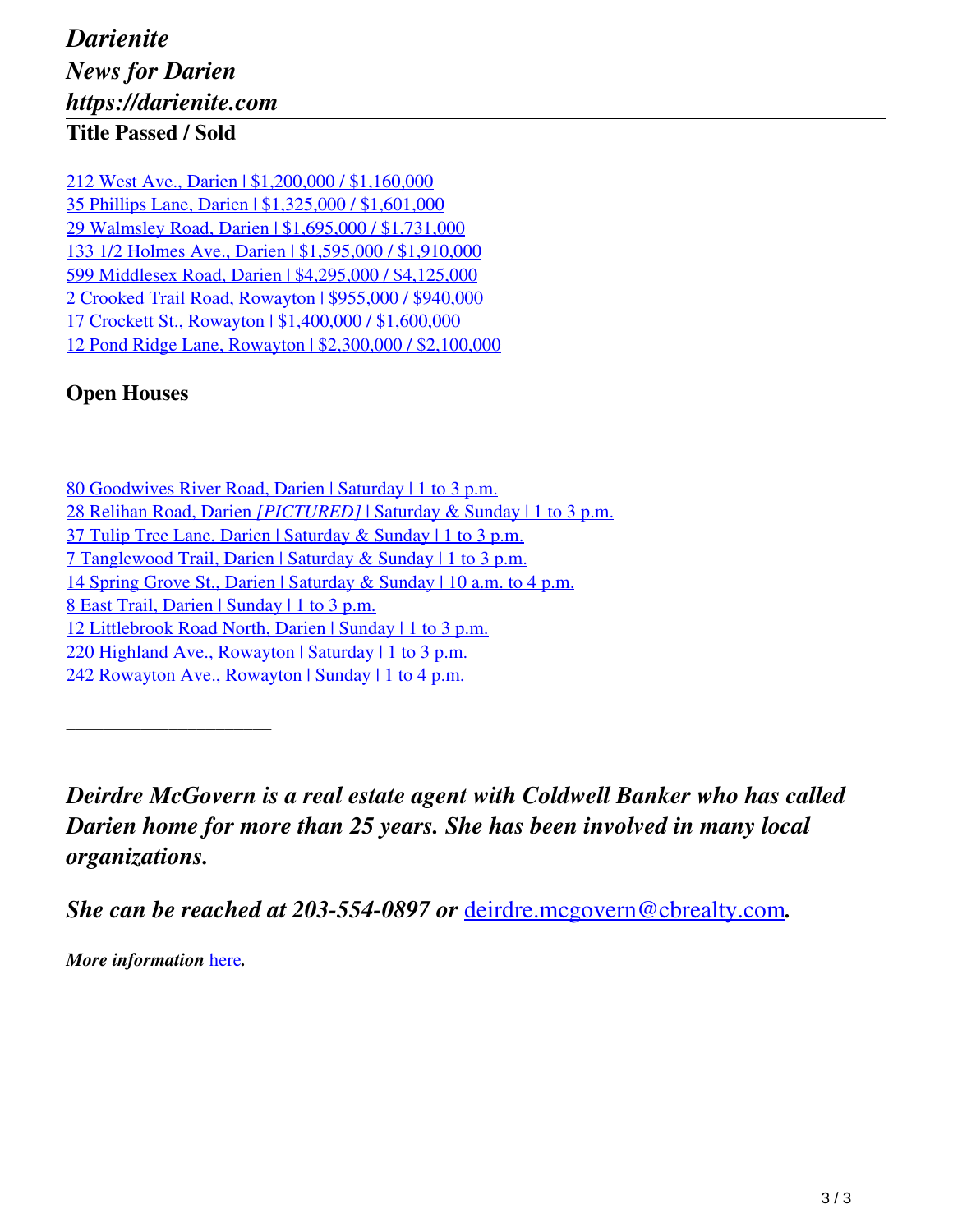**Title Passed / Sold**

212 West Ave., Darien | $1,200,000 / $1,160,000
35 Phillips Lane, Darien | $1,325,000 / $1,601,000
29 Walmsley Road, Darien | $1,695,000 / $1,731,000
133 1/2 Holmes Ave., Darien | $1,595,000 / $1,910,000
599 Middlesex Road, Darien | $4,295,000 / $4,125,000
2 Crooked Trail Road, Rowayton | $955,000 / $940,000
17 Crockett St., Rowayton | $1,400,000 / $1,600,000
12 Pond Ridge Lane, Rowayton | $2,300,000 / $2,100,000

**Open Houses**

80 Goodwives River Road, Darien | Saturday | 1 to 3 p.m.
28 Relihan Road, Darien *[PICTURED]* | Saturday & Sunday | 1 to 3 p.m.
37 Tulip Tree Lane, Darien | Saturday & Sunday | 1 to 3 p.m.
7 Tanglewood Trail, Darien | Saturday & Sunday | 1 to 3 p.m.
14 Spring Grove St., Darien | Saturday & Sunday | 10 a.m. to 4 p.m.
8 East Trail, Darien | Sunday | 1 to 3 p.m.
12 Littlebrook Road North, Darien | Sunday | 1 to 3 p.m.
220 Highland Ave., Rowayton | Saturday | 1 to 3 p.m.
242 Rowayton Ave., Rowayton | Sunday | 1 to 4 p.m.

———————————

***Deirdre McGovern is a real estate agent with Coldwell Banker who has called Darien home for more than 25 years. She has been involved in many local organizations.***

***She can be reached at 203-554-0897 or*** deirdre.mcgovern@cbrealty.com***.***

***More information*** here***.***